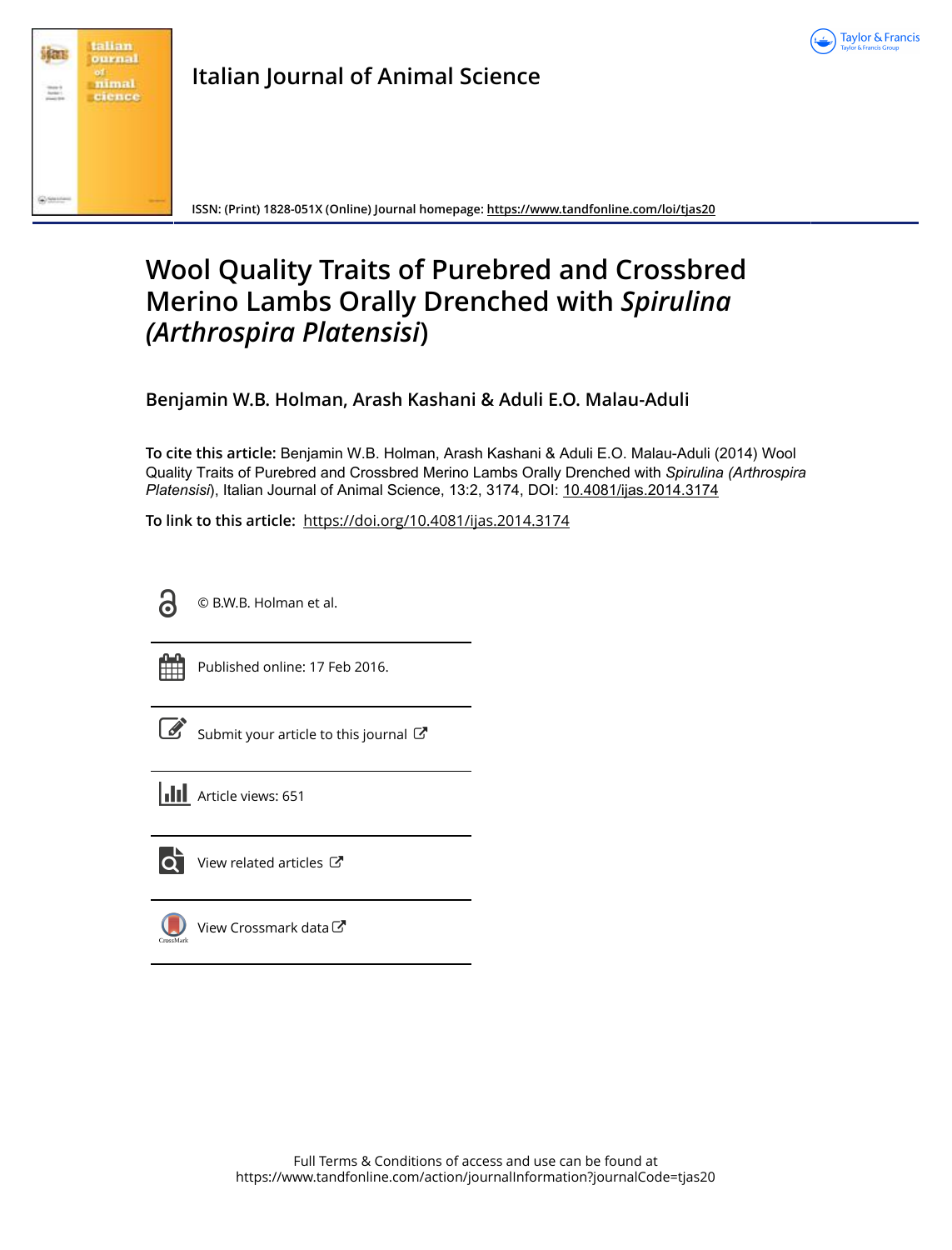Italian Journal of Animal Science

ISSN: (Print) 1828-051X (Online) Journal homepage: https://www.tandfonline.com/loi/tjas20

# Wool Quality Traits of Purebred and Crossbred Merino Lambs Orally Drenched with *Spirulina (Arthrospira Platensisi*)

**Benjamin W.B. Holman, Arash Kashani & Aduli E.O. Malau-Aduli**

**To cite this article:** Benjamin W.B. Holman, Arash Kashani & Aduli E.O. Malau-Aduli (2014) Wool Quality Traits of Purebred and Crossbred Merino Lambs Orally Drenched with *Spirulina (Arthrospira Platensisi*), Italian Journal of Animal Science, 13:2, 3174, DOI: 10.4081/ijas.2014.3174

**To link to this article:** https://doi.org/10.4081/ijas.2014.3174

© B.W.B. Holman et al.

Published online: 17 Feb 2016.

Submit your article to this journal

Article views: 651

View related articles

View Crossmark data

Full Terms & Conditions of access and use can be found at https://www.tandfonline.com/action/journalInformation?journalCode=tjas20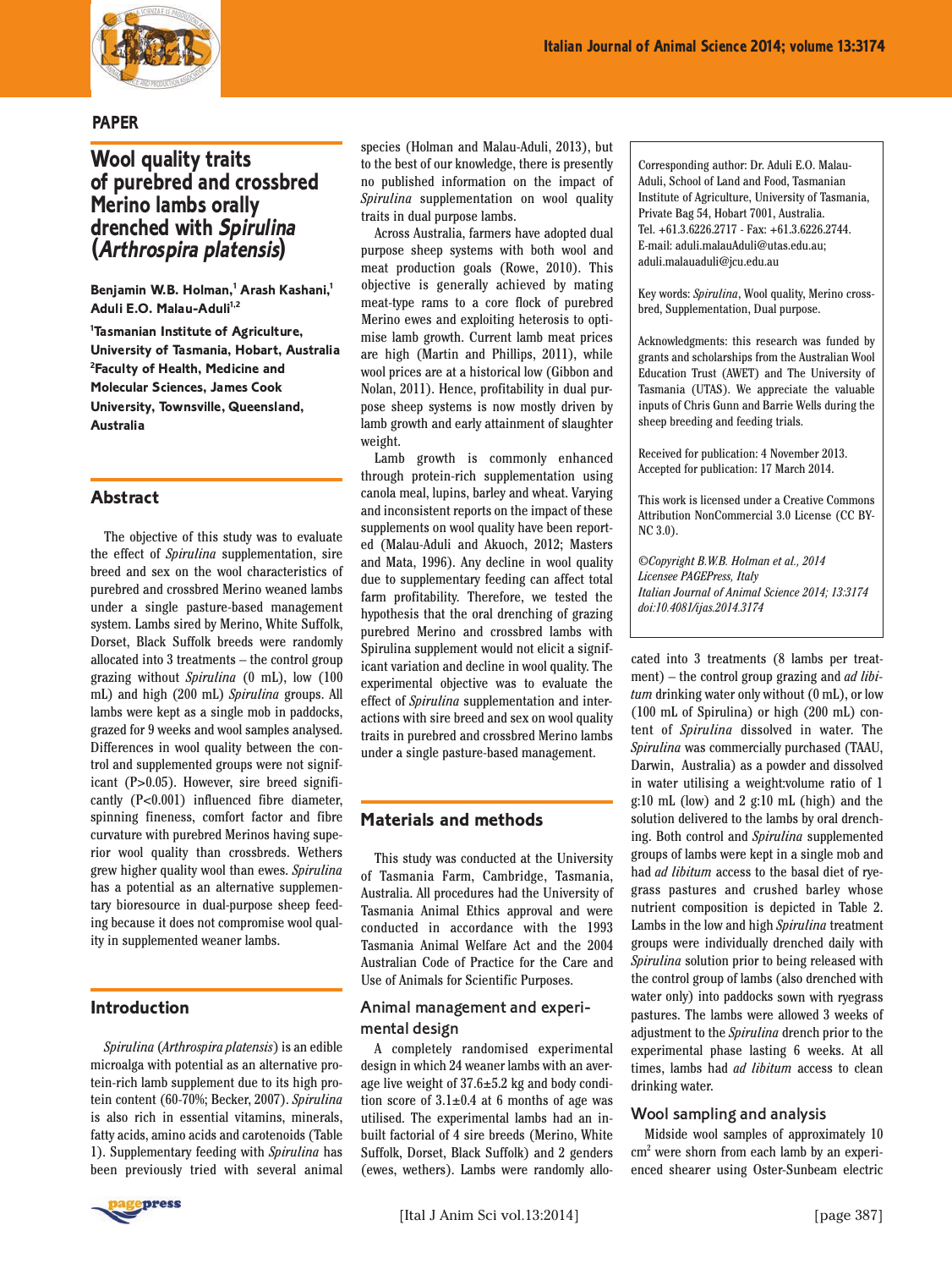PAPER

# Wool quality traits of purebred and crossbred Merino lambs orally drenched with *Spirulina* (*Arthrospira platensis*)

**Benjamin W.B. Holman,[1] Arash Kashani,[1] Aduli E.O. Malau-Aduli[1,2]**

[1]Tasmanian Institute of Agriculture, University of Tasmania, Hobart, Australia
[2]Faculty of Health, Medicine and Molecular Sciences, James Cook University, Townsville, Queensland, Australia

## Abstract

The objective of this study was to evaluate the effect of *Spirulina* supplementation, sire breed and sex on the wool characteristics of purebred and crossbred Merino weaned lambs under a single pasture-based management system. Lambs sired by Merino, White Suffolk, Dorset, Black Suffolk breeds were randomly allocated into 3 treatments – the control group grazing without *Spirulina* (0 mL), low (100 mL) and high (200 mL) *Spirulina* groups. All lambs were kept as a single mob in paddocks, grazed for 9 weeks and wool samples analysed. Differences in wool quality between the control and supplemented groups were not significant (P>0.05). However, sire breed significantly (P<0.001) influenced fibre diameter, spinning fineness, comfort factor and fibre curvature with purebred Merinos having superior wool quality than crossbreds. Wethers grew higher quality wool than ewes. *Spirulina* has a potential as an alternative supplementary bioresource in dual-purpose sheep feeding because it does not compromise wool quality in supplemented weaner lambs.

## Introduction

*Spirulina* (*Arthrospira platensis*) is an edible microalga with potential as an alternative protein-rich lamb supplement due to its high protein content (60-70%; Becker, 2007). *Spirulina* is also rich in essential vitamins, minerals, fatty acids, amino acids and carotenoids (Table 1). Supplementary feeding with *Spirulina* has been previously tried with several animal species (Holman and Malau-Aduli, 2013), but to the best of our knowledge, there is presently no published information on the impact of *Spirulina* supplementation on wool quality traits in dual purpose lambs.

Across Australia, farmers have adopted dual purpose sheep systems with both wool and meat production goals (Rowe, 2010). This objective is generally achieved by mating meat-type rams to a core flock of purebred Merino ewes and exploiting heterosis to optimise lamb growth. Current lamb meat prices are high (Martin and Phillips, 2011), while wool prices are at a historical low (Gibbon and Nolan, 2011). Hence, profitability in dual purpose sheep systems is now mostly driven by lamb growth and early attainment of slaughter weight.

Lamb growth is commonly enhanced through protein-rich supplementation using canola meal, lupins, barley and wheat. Varying and inconsistent reports on the impact of these supplements on wool quality have been reported (Malau-Aduli and Akuoch, 2012; Masters and Mata, 1996). Any decline in wool quality due to supplementary feeding can affect total farm profitability. Therefore, we tested the hypothesis that the oral drenching of grazing purebred Merino and crossbred lambs with Spirulina supplement would not elicit a significant variation and decline in wool quality. The experimental objective was to evaluate the effect of *Spirulina* supplementation and interactions with sire breed and sex on wool quality traits in purebred and crossbred Merino lambs under a single pasture-based management.

## Materials and methods

This study was conducted at the University of Tasmania Farm, Cambridge, Tasmania, Australia. All procedures had the University of Tasmania Animal Ethics approval and were conducted in accordance with the 1993 Tasmania Animal Welfare Act and the 2004 Australian Code of Practice for the Care and Use of Animals for Scientific Purposes.

### Animal management and experimental design

A completely randomised experimental design in which 24 weaner lambs with an average live weight of 37.6±5.2 kg and body condition score of 3.1±0.4 at 6 months of age was utilised. The experimental lambs had an inbuilt factorial of 4 sire breeds (Merino, White Suffolk, Dorset, Black Suffolk) and 2 genders (ewes, wethers). Lambs were randomly allocated into 3 treatments (8 lambs per treatment) – the control group grazing and *ad libitum* drinking water only without (0 mL), or low (100 mL of Spirulina) or high (200 mL) content of *Spirulina* dissolved in water. The *Spirulina* was commercially purchased (TAAU, Darwin, Australia) as a powder and dissolved in water utilising a weight:volume ratio of 1 g:10 mL (low) and 2 g:10 mL (high) and the solution delivered to the lambs by oral drenching. Both control and *Spirulina* supplemented groups of lambs were kept in a single mob and had *ad libitum* access to the basal diet of ryegrass pastures and crushed barley whose nutrient composition is depicted in Table 2. Lambs in the low and high *Spirulina* treatment groups were individually drenched daily with *Spirulina* solution prior to being released with the control group of lambs (also drenched with water only) into paddocks sown with ryegrass pastures. The lambs were allowed 3 weeks of adjustment to the *Spirulina* drench prior to the experimental phase lasting 6 weeks. At all times, lambs had *ad libitum* access to clean drinking water.

### Wool sampling and analysis

Midside wool samples of approximately 10 $cm^2$ were shorn from each lamb by an experienced shearer using Oster-Sunbeam electric

---

Corresponding author: Dr. Aduli E.O. Malau-Aduli, School of Land and Food, Tasmanian Institute of Agriculture, University of Tasmania, Private Bag 54, Hobart 7001, Australia. Tel. +61.3.6226.2717 - Fax: +61.3.6226.2744. E-mail: aduli.malauAduli@utas.edu.au; aduli.malauaduli@jcu.edu.au

Key words: *Spirulina*, Wool quality, Merino crossbred, Supplementation, Dual purpose.

Acknowledgments: this research was funded by grants and scholarships from the Australian Wool Education Trust (AWET) and The University of Tasmania (UTAS). We appreciate the valuable inputs of Chris Gunn and Barrie Wells during the sheep breeding and feeding trials.

Received for publication: 4 November 2013.
Accepted for publication: 17 March 2014.

This work is licensed under a Creative Commons Attribution NonCommercial 3.0 License (CC BY-NC 3.0).

*©Copyright B.W.B. Holman et al., 2014*
*Licensee PAGEPress, Italy*
*Italian Journal of Animal Science 2014; 13:3174*
*doi:10.4081/ijas.2014.3174*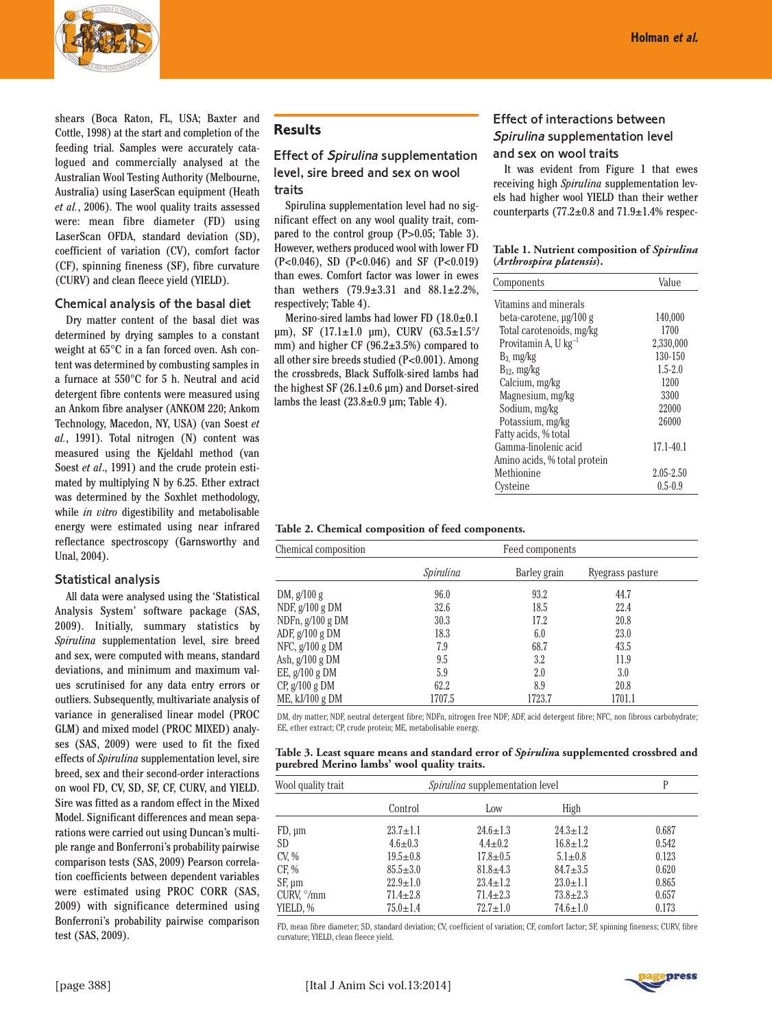shears (Boca Raton, FL, USA; Baxter and Cottle, 1998) at the start and completion of the feeding trial. Samples were accurately catalogued and commercially analysed at the Australian Wool Testing Authority (Melbourne, Australia) using LaserScan equipment (Heath *et al.*, 2006). The wool quality traits assessed were: mean fibre diameter (FD) using LaserScan OFDA, standard deviation (SD), coefficient of variation (CV), comfort factor (CF), spinning fineness (SF), fibre curvature (CURV) and clean fleece yield (YIELD).

### Chemical analysis of the basal diet

Dry matter content of the basal diet was determined by drying samples to a constant weight at 65°C in a fan forced oven. Ash content was determined by combusting samples in a furnace at 550°C for 5 h. Neutral and acid detergent fibre contents were measured using an Ankom fibre analyser (ANKOM 220; Ankom Technology, Macedon, NY, USA) (van Soest *et al.*, 1991). Total nitrogen (N) content was measured using the Kjeldahl method (van Soest *et al*., 1991) and the crude protein estimated by multiplying N by 6.25. Ether extract was determined by the Soxhlet methodology, while *in vitro* digestibility and metabolisable energy were estimated using near infrared reflectance spectroscopy (Garnsworthy and Unal, 2004).

### Statistical analysis

All data were analysed using the 'Statistical Analysis System' software package (SAS, 2009). Initially, summary statistics by *Spirulina* supplementation level, sire breed and sex, were computed with means, standard deviations, and minimum and maximum values scrutinised for any data entry errors or outliers. Subsequently, multivariate analysis of variance in generalised linear model (PROC GLM) and mixed model (PROC MIXED) analyses (SAS, 2009) were used to fit the fixed effects of *Spirulina* supplementation level, sire breed, sex and their second-order interactions on wool FD, CV, SD, SF, CF, CURV, and YIELD. Sire was fitted as a random effect in the Mixed Model. Significant differences and mean separations were carried out using Duncan's multiple range and Bonferroni's probability pairwise comparison tests (SAS, 2009) Pearson correlation coefficients between dependent variables were estimated using PROC CORR (SAS, 2009) with significance determined using Bonferroni's probability pairwise comparison test (SAS, 2009).

## Results

### Effect of *Spirulina* supplementation level, sire breed and sex on wool traits

Spirulina supplementation level had no significant effect on any wool quality trait, compared to the control group ($P>0.05$; Table 3). However, wethers produced wool with lower FD ($P<0.046$), SD ($P<0.046$) and SF ($P<0.019$) than ewes. Comfort factor was lower in ewes than wethers (79.9±3.31 and 88.1±2.2%, respectively; Table 4).

Merino-sired lambs had lower FD (18.0±0.1 µm), SF (17.1±1.0 µm), CURV (63.5±1.5°/mm) and higher CF (96.2±3.5%) compared to all other sire breeds studied ($P<0.001$). Among the crossbreds, Black Suffolk-sired lambs had the highest SF (26.1±0.6 µm) and Dorset-sired lambs the least (23.8±0.9 µm; Table 4).

### Effect of interactions between *Spirulina* supplementation level and sex on wool traits

It was evident from Figure 1 that ewes receiving high *Spirulina* supplementation levels had higher wool YIELD than their wether counterparts (77.2±0.8 and 71.9±1.4% respec-

**Table 1. Nutrient composition of *Spirulina* (*Arthrospira platensis*).**

| Components | Value |
|---|---|
| Vitamins and minerals | |
| beta-carotene, µg/100 g | 140,000 |
| Total carotenoids, mg/kg | 1700 |
| Provitamin A, U kg$^{-1}$ | 2,330,000 |
| $B_3$, mg/kg | 130-150 |
| $B_{12}$, mg/kg | 1.5-2.0 |
| Calcium, mg/kg | 1200 |
| Magnesium, mg/kg | 3300 |
| Sodium, mg/kg | 22000 |
| Potassium, mg/kg | 26000 |
| Fatty acids, % total | |
| Gamma-linolenic acid | 17.1-40.1 |
| Amino acids, % total protein | |
| Methionine | 2.05-2.50 |
| Cysteine | 0.5-0.9 |

**Table 2. Chemical composition of feed components.**

| Chemical composition | Feed components | | |
|---|---|---|---|
| | *Spirulina* | Barley grain | Ryegrass pasture |
| DM, g/100 g | 96.0 | 93.2 | 44.7 |
| NDF, g/100 g DM | 32.6 | 18.5 | 22.4 |
| NDFn, g/100 g DM | 30.3 | 17.2 | 20.8 |
| ADF, g/100 g DM | 18.3 | 6.0 | 23.0 |
| NFC, g/100 g DM | 7.9 | 68.7 | 43.5 |
| Ash, g/100 g DM | 9.5 | 3.2 | 11.9 |
| EE, g/100 g DM | 5.9 | 2.0 | 3.0 |
| CP, g/100 g DM | 62.2 | 8.9 | 20.8 |
| ME, kJ/100 g DM | 1707.5 | 1723.7 | 1701.1 |

DM, dry matter; NDF, neutral detergent fibre; NDFn, nitrogen free NDF; ADF, acid detergent fibre; NFC, non fibrous carbohydrate; EE, ether extract; CP, crude protein; ME, metabolisable energy.

**Table 3. Least square means and standard error of *Spirulina* supplemented crossbred and purebred Merino lambs' wool quality traits.**

| Wool quality trait | *Spirulina* supplementation level | | | P |
|---|---|---|---|---|
| | Control | Low | High | |
| FD, µm | 23.7±1.1 | 24.6±1.3 | 24.3±1.2 | 0.687 |
| SD | 4.6±0.3 | 4.4±0.2 | 16.8±1.2 | 0.542 |
| CV, % | 19.5±0.8 | 17.8±0.5 | 5.1±0.8 | 0.123 |
| CF, % | 85.5±3.0 | 81.8±4.3 | 84.7±3.5 | 0.620 |
| SF, µm | 22.9±1.0 | 23.4±1.2 | 23.0±1.1 | 0.865 |
| CURV, °/mm | 71.4±2.8 | 71.4±2.3 | 73.8±2.3 | 0.657 |
| YIELD, % | 75.0±1.4 | 72.7±1.0 | 74.6±1.0 | 0.173 |

FD, mean fibre diameter; SD, standard deviation; CV, coefficient of variation; CF, comfort factor; SF, spinning fineness; CURV, fibre curvature; YIELD, clean fleece yield.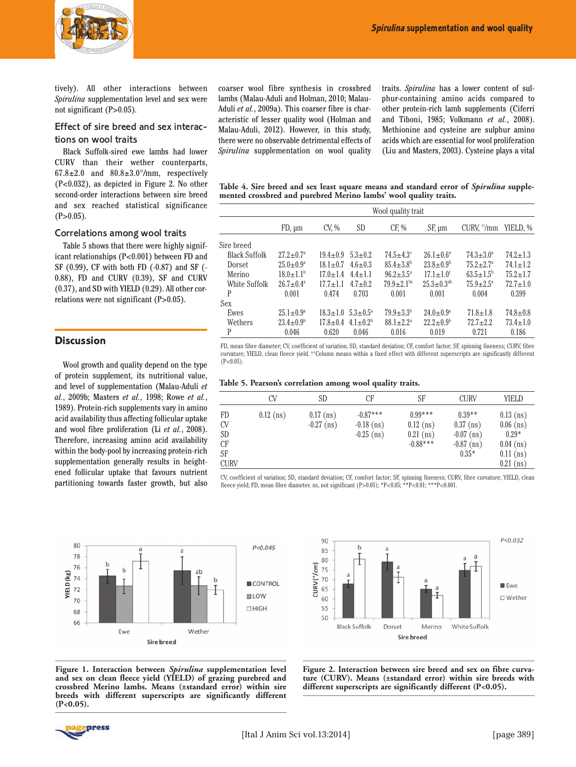tively). All other interactions between *Spirulina* supplementation level and sex were not significant (P>0.05).

## Effect of sire breed and sex interactions on wool traits

Black Suffolk-sired ewe lambs had lower CURV than their wether counterparts, 67.8±2.0 and 80.8±3.0°/mm, respectively (P<0.032), as depicted in Figure 2. No other second-order interactions between sire breed and sex reached statistical significance (P>0.05).

## Correlations among wool traits

Table 5 shows that there were highly significant relationships (P<0.001) between FD and SF (0.99), CF with both FD (-0.87) and SF (-0.88), FD and CURV (0.39), SF and CURV (0.37), and SD with YIELD (0.29). All other correlations were not significant (P>0.05).

## Discussion

Wool growth and quality depend on the type of protein supplement, its nutritional value, and level of supplementation (Malau-Aduli *et al.*, 2009b; Masters *et al.*, 1998; Rowe *et al.*, 1989). Protein-rich supplements vary in amino acid availability thus affecting follicular uptake and wool fibre proliferation (Li *et al.*, 2008). Therefore, increasing amino acid availability within the body-pool by increasing protein-rich supplementation generally results in heightened follicular uptake that favours nutrient partitioning towards faster growth, but also coarser wool fibre synthesis in crossbred lambs (Malau-Aduli and Holman, 2010; Malau-Aduli *et al.*, 2009a). This coarser fibre is characteristic of lesser quality wool (Holman and Malau-Aduli, 2012). However, in this study, there were no observable detrimental effects of *Spirulina* supplementation on wool quality traits. *Spirulina* has a lower content of sulphur-containing amino acids compared to other protein-rich lamb supplements (Ciferri and Tiboni, 1985; Volkmann *et al.*, 2008). Methionine and cysteine are sulphur amino acids which are essential for wool proliferation (Liu and Masters, 2003). Cysteine plays a vital

**Table 4. Sire breed and sex least square means and standard error of *Spirulina* supplemented crossbred and purebred Merino lambs' wool quality traits.**

| | Wool quality trait | | | | | | |
|---|---|---|---|---|---|---|---|
| | FD, µm | CV, % | SD | CF, % | SF, µm | CURV, °/mm | YIELD, % |
| Sire breed | | | | | | | |
| Black Suffolk | 27.2±0.7[a] | 19.4±0.9 | 5.3±0.2 | 74.5±4.3[c] | 26.1±0.6[a] | 74.3±3.0[a] | 74.2±1.3 |
| Dorset | 25.0±0.9[a] | 18.1±0.7 | 4.6±0.3 | 85.4±3.8[b] | 23.8±0.9[b] | 75.2±2.7[a] | 74.1±1.2 |
| Merino | 18.0±1.1[b] | 17.0±1.4 | 4.4±1.1 | 96.2±3.5[a] | 17.1±1.0[c] | 63.5±1.5[b] | 75.2±1.7 |
| White Suffolk | 26.7±0.4[a] | 17.7±1.1 | 4.7±0.2 | 79.9±2.1[bc] | 25.3±0.3[ab] | 75.9±2.5[a] | 72.7±1.0 |
| P | 0.001 | 0.474 | 0.703 | 0.001 | 0.001 | 0.004 | 0.399 |
| Sex | | | | | | | |
| Ewes | 25.1±0.9[a] | 18.3±1.0 | 5.3±0.5[a] | 79.9±3.3[b] | 24.0±0.9[a] | 71.8±1.8 | 74.8±0.8 |
| Wethers | 23.4±0.9[b] | 17.8±0.4 | 4.1±0.2[b] | 88.1±2.2[a] | 22.2±0.9[b] | 72.7±2.2 | 73.4±1.0 |
| P | 0.046 | 0.620 | 0.046 | 0.016 | 0.019 | 0.721 | 0.186 |

FD, mean fibre diameter; CV, coefficient of variation; SD, standard deviation; CF, comfort factor; SF, spinning fineness; CURV, fibre curvature; YIELD, clean fleece yield. [a-c]Column means within a fixed effect with different superscripts are significantly different (P<0.05).

**Table 5. Pearson's correlation among wool quality traits.**

| | CV | SD | CF | SF | CURV | YIELD |
|---|---|---|---|---|---|---|
| FD | 0.12 (ns) | 0.17 (ns) | -0.87*** | 0.99*** | 0.39** | 0.13 (ns) |
| CV | | -0.27 (ns) | -0.18 (ns) | 0.12 (ns) | 0.37 (ns) | 0.06 (ns) |
| SD | | | -0.25 (ns) | 0.21 (ns) | -0.07 (ns) | 0.29* |
| CF | | | | -0.88*** | -0.87 (ns) | 0.04 (ns) |
| SF | | | | | 0.35* | 0.11 (ns) |
| CURV | | | | | | 0.21 (ns) |

CV, coefficient of variation; SD, standard deviation; CF, comfort factor; SF, spinning fineness; CURV, fibre curvature; YIELD, clean fleece yield; FD, mean fibre diameter. ns, not significant (P>0.05); *P<0.05; **P<0.01; ***P<0.001.

**Figure 1. Interaction between *Spirulina* supplementation level and sex on clean fleece yield (YIELD) of grazing purebred and crossbred Merino lambs. Means (±standard error) within sire breeds with different superscripts are significantly different (P<0.05).**

**Figure 2. Interaction between sire breed and sex on fibre curvature (CURV). Means (±standard error) within sire breeds with different superscripts are significantly different (P<0.05).**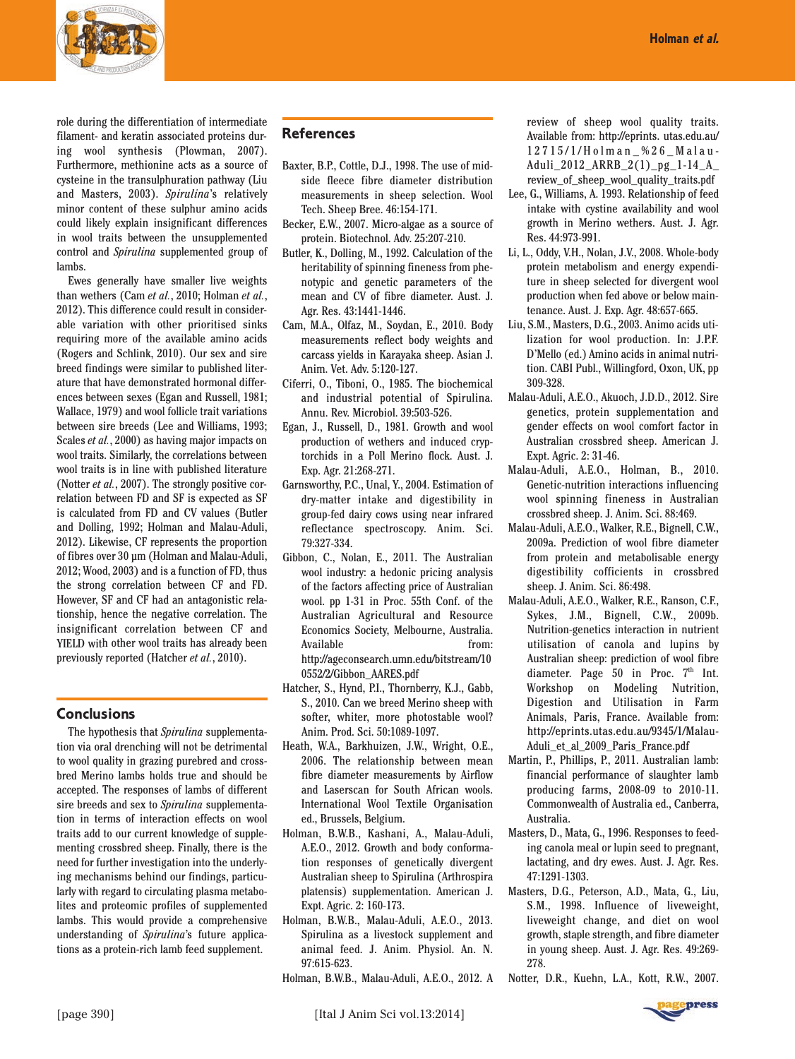role during the differentiation of intermediate filament- and keratin associated proteins during wool synthesis (Plowman, 2007). Furthermore, methionine acts as a source of cysteine in the transulphuration pathway (Liu and Masters, 2003). *Spirulina*'s relatively minor content of these sulphur amino acids could likely explain insignificant differences in wool traits between the unsupplemented control and *Spirulina* supplemented group of lambs.

Ewes generally have smaller live weights than wethers (Cam *et al.*, 2010; Holman *et al.*, 2012). This difference could result in considerable variation with other prioritised sinks requiring more of the available amino acids (Rogers and Schlink, 2010). Our sex and sire breed findings were similar to published literature that have demonstrated hormonal differences between sexes (Egan and Russell, 1981; Wallace, 1979) and wool follicle trait variations between sire breeds (Lee and Williams, 1993; Scales *et al.*, 2000) as having major impacts on wool traits. Similarly, the correlations between wool traits is in line with published literature (Notter *et al.*, 2007). The strongly positive correlation between FD and SF is expected as SF is calculated from FD and CV values (Butler and Dolling, 1992; Holman and Malau-Aduli, 2012). Likewise, CF represents the proportion of fibres over 30 µm (Holman and Malau-Aduli, 2012; Wood, 2003) and is a function of FD, thus the strong correlation between CF and FD. However, SF and CF had an antagonistic relationship, hence the negative correlation. The insignificant correlation between CF and YIELD with other wool traits has already been previously reported (Hatcher *et al.*, 2010).

## Conclusions

The hypothesis that *Spirulina* supplementation via oral drenching will not be detrimental to wool quality in grazing purebred and crossbred Merino lambs holds true and should be accepted. The responses of lambs of different sire breeds and sex to *Spirulina* supplementation in terms of interaction effects on wool traits add to our current knowledge of supplementing crossbred sheep. Finally, there is the need for further investigation into the underlying mechanisms behind our findings, particularly with regard to circulating plasma metabolites and proteomic profiles of supplemented lambs. This would provide a comprehensive understanding of *Spirulina*'s future applications as a protein-rich lamb feed supplement.

## References

Baxter, B.P., Cottle, D.J., 1998. The use of midside fleece fibre diameter distribution measurements in sheep selection. Wool Tech. Sheep Bree. 46:154-171.

Becker, E.W., 2007. Micro-algae as a source of protein. Biotechnol. Adv. 25:207-210.

Butler, K., Dolling, M., 1992. Calculation of the heritability of spinning fineness from phenotypic and genetic parameters of the mean and CV of fibre diameter. Aust. J. Agr. Res. 43:1441-1446.

Cam, M.A., Olfaz, M., Soydan, E., 2010. Body measurements reflect body weights and carcass yields in Karayaka sheep. Asian J. Anim. Vet. Adv. 5:120-127.

Ciferri, O., Tiboni, O., 1985. The biochemical and industrial potential of Spirulina. Annu. Rev. Microbiol. 39:503-526.

Egan, J., Russell, D., 1981. Growth and wool production of wethers and induced cryptorchids in a Poll Merino flock. Aust. J. Exp. Agr. 21:268-271.

Garnsworthy, P.C., Unal, Y., 2004. Estimation of dry-matter intake and digestibility in group-fed dairy cows using near infrared reflectance spectroscopy. Anim. Sci. 79:327-334.

Gibbon, C., Nolan, E., 2011. The Australian wool industry: a hedonic pricing analysis of the factors affecting price of Australian wool. pp 1-31 in Proc. 55th Conf. of the Australian Agricultural and Resource Economics Society, Melbourne, Australia. Available from: http://ageconsearch.umn.edu/bitstream/100552/2/Gibbon_AARES.pdf

Hatcher, S., Hynd, P.I., Thornberry, K.J., Gabb, S., 2010. Can we breed Merino sheep with softer, whiter, more photostable wool? Anim. Prod. Sci. 50:1089-1097.

Heath, W.A., Barkhuizen, J.W., Wright, O.E., 2006. The relationship between mean fibre diameter measurements by Airflow and Laserscan for South African wools. International Wool Textile Organisation ed., Brussels, Belgium.

Holman, B.W.B., Kashani, A., Malau-Aduli, A.E.O., 2012. Growth and body conformation responses of genetically divergent Australian sheep to Spirulina (Arthrospira platensis) supplementation. American J. Expt. Agric. 2: 160-173.

Holman, B.W.B., Malau-Aduli, A.E.O., 2013. Spirulina as a livestock supplement and animal feed. J. Anim. Physiol. An. N. 97:615-623.

Holman, B.W.B., Malau-Aduli, A.E.O., 2012. A review of sheep wool quality traits. Available from: http://eprints.utas.edu.au/12715/1/Holman_%26_Malau-Aduli_2012_ARRB_2(1)_pg_1-14_A_review_of_sheep_wool_quality_traits.pdf

Lee, G., Williams, A. 1993. Relationship of feed intake with cystine availability and wool growth in Merino wethers. Aust. J. Agr. Res. 44:973-991.

Li, L., Oddy, V.H., Nolan, J.V., 2008. Whole-body protein metabolism and energy expenditure in sheep selected for divergent wool production when fed above or below maintenance. Aust. J. Exp. Agr. 48:657-665.

Liu, S.M., Masters, D.G., 2003. Animo acids utilization for wool production. In: J.P.F. D'Mello (ed.) Amino acids in animal nutrition. CABI Publ., Willingford, Oxon, UK, pp 309-328.

Malau-Aduli, A.E.O., Akuoch, J.D.D., 2012. Sire genetics, protein supplementation and gender effects on wool comfort factor in Australian crossbred sheep. American J. Expt. Agric. 2: 31-46.

Malau-Aduli, A.E.O., Holman, B., 2010. Genetic-nutrition interactions influencing wool spinning fineness in Australian crossbred sheep. J. Anim. Sci. 88:469.

Malau-Aduli, A.E.O., Walker, R.E., Bignell, C.W., 2009a. Prediction of wool fibre diameter from protein and metabolisable energy digestibility cofficients in crossbred sheep. J. Anim. Sci. 86:498.

Malau-Aduli, A.E.O., Walker, R.E., Ranson, C.F., Sykes, J.M., Bignell, C.W., 2009b. Nutrition-genetics interaction in nutrient utilisation of canola and lupins by Australian sheep: prediction of wool fibre diameter. Page 50 in Proc. 7th Int. Workshop on Modeling Nutrition, Digestion and Utilisation in Farm Animals, Paris, France. Available from: http://eprints.utas.edu.au/9345/1/Malau-Aduli_et_al_2009_Paris_France.pdf

Martin, P., Phillips, P., 2011. Australian lamb: financial performance of slaughter lamb producing farms, 2008-09 to 2010-11. Commonwealth of Australia ed., Canberra, Australia.

Masters, D., Mata, G., 1996. Responses to feeding canola meal or lupin seed to pregnant, lactating, and dry ewes. Aust. J. Agr. Res. 47:1291-1303.

Masters, D.G., Peterson, A.D., Mata, G., Liu, S.M., 1998. Influence of liveweight, liveweight change, and diet on wool growth, staple strength, and fibre diameter in young sheep. Aust. J. Agr. Res. 49:269-278.

Notter, D.R., Kuehn, L.A., Kott, R.W., 2007.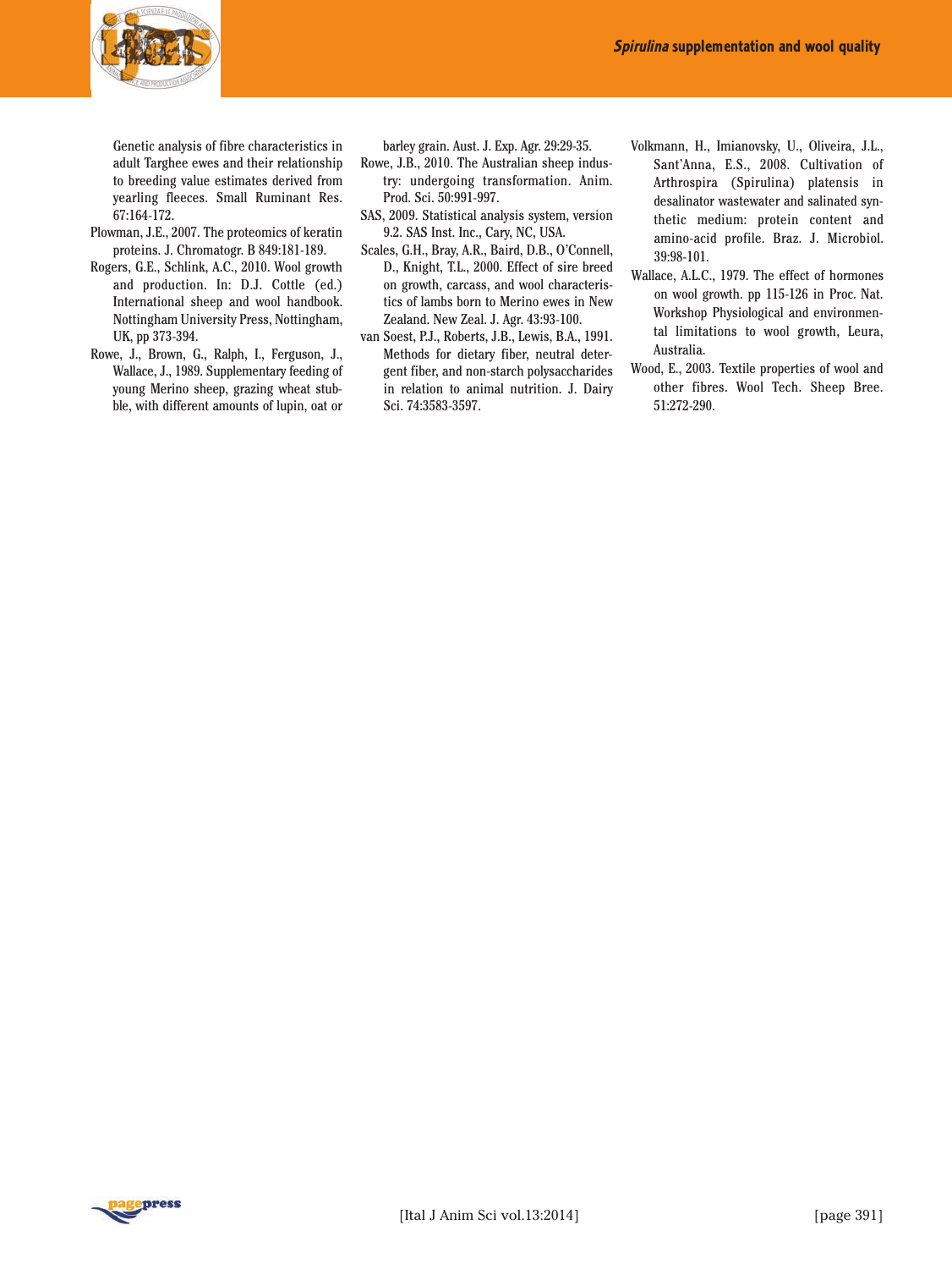Genetic analysis of fibre characteristics in adult Targhee ewes and their relationship to breeding value estimates derived from yearling fleeces. Small Ruminant Res. 67:164-172.

Plowman, J.E., 2007. The proteomics of keratin proteins. J. Chromatogr. B 849:181-189.

Rogers, G.E., Schlink, A.C., 2010. Wool growth and production. In: D.J. Cottle (ed.) International sheep and wool handbook. Nottingham University Press, Nottingham, UK, pp 373-394.

Rowe, J., Brown, G., Ralph, I., Ferguson, J., Wallace, J., 1989. Supplementary feeding of young Merino sheep, grazing wheat stubble, with different amounts of lupin, oat or barley grain. Aust. J. Exp. Agr. 29:29-35.

Rowe, J.B., 2010. The Australian sheep industry: undergoing transformation. Anim. Prod. Sci. 50:991-997.

SAS, 2009. Statistical analysis system, version 9.2. SAS Inst. Inc., Cary, NC, USA.

Scales, G.H., Bray, A.R., Baird, D.B., O'Connell, D., Knight, T.L., 2000. Effect of sire breed on growth, carcass, and wool characteristics of lambs born to Merino ewes in New Zealand. New Zeal. J. Agr. 43:93-100.

van Soest, P.J., Roberts, J.B., Lewis, B.A., 1991. Methods for dietary fiber, neutral detergent fiber, and non-starch polysaccharides in relation to animal nutrition. J. Dairy Sci. 74:3583-3597.

Volkmann, H., Imianovsky, U., Oliveira, J.L., Sant'Anna, E.S., 2008. Cultivation of Arthrospira (Spirulina) platensis in desalinator wastewater and salinated synthetic medium: protein content and amino-acid profile. Braz. J. Microbiol. 39:98-101.

Wallace, A.L.C., 1979. The effect of hormones on wool growth. pp 115-126 in Proc. Nat. Workshop Physiological and environmental limitations to wool growth, Leura, Australia.

Wood, E., 2003. Textile properties of wool and other fibres. Wool Tech. Sheep Bree. 51:272-290.